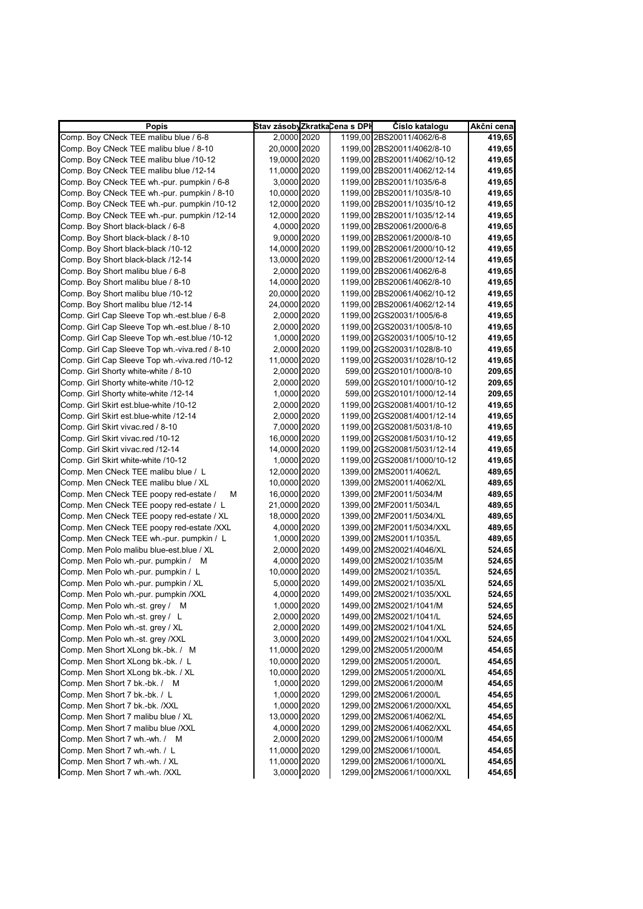| Popis | Stav zásoby | Zkratka | Cena s DPH | Číslo katalogu | Akční cena |
|---|---|---|---|---|---|
| Comp. Boy CNeck TEE malibu blue / 6-8 | 2,0000 | 2020 | 1199,00 | 2BS20011/4062/6-8 | **419,65** |
| Comp. Boy CNeck TEE malibu blue / 8-10 | 20,0000 | 2020 | 1199,00 | 2BS20011/4062/8-10 | **419,65** |
| Comp. Boy CNeck TEE malibu blue /10-12 | 19,0000 | 2020 | 1199,00 | 2BS20011/4062/10-12 | **419,65** |
| Comp. Boy CNeck TEE malibu blue /12-14 | 11,0000 | 2020 | 1199,00 | 2BS20011/4062/12-14 | **419,65** |
| Comp. Boy CNeck TEE wh.-pur. pumpkin / 6-8 | 3,0000 | 2020 | 1199,00 | 2BS20011/1035/6-8 | **419,65** |
| Comp. Boy CNeck TEE wh.-pur. pumpkin / 8-10 | 10,0000 | 2020 | 1199,00 | 2BS20011/1035/8-10 | **419,65** |
| Comp. Boy CNeck TEE wh.-pur. pumpkin /10-12 | 12,0000 | 2020 | 1199,00 | 2BS20011/1035/10-12 | **419,65** |
| Comp. Boy CNeck TEE wh.-pur. pumpkin /12-14 | 12,0000 | 2020 | 1199,00 | 2BS20011/1035/12-14 | **419,65** |
| Comp. Boy Short black-black / 6-8 | 4,0000 | 2020 | 1199,00 | 2BS20061/2000/6-8 | **419,65** |
| Comp. Boy Short black-black / 8-10 | 9,0000 | 2020 | 1199,00 | 2BS20061/2000/8-10 | **419,65** |
| Comp. Boy Short black-black /10-12 | 14,0000 | 2020 | 1199,00 | 2BS20061/2000/10-12 | **419,65** |
| Comp. Boy Short black-black /12-14 | 13,0000 | 2020 | 1199,00 | 2BS20061/2000/12-14 | **419,65** |
| Comp. Boy Short malibu blue / 6-8 | 2,0000 | 2020 | 1199,00 | 2BS20061/4062/6-8 | **419,65** |
| Comp. Boy Short malibu blue / 8-10 | 14,0000 | 2020 | 1199,00 | 2BS20061/4062/8-10 | **419,65** |
| Comp. Boy Short malibu blue /10-12 | 20,0000 | 2020 | 1199,00 | 2BS20061/4062/10-12 | **419,65** |
| Comp. Boy Short malibu blue /12-14 | 24,0000 | 2020 | 1199,00 | 2BS20061/4062/12-14 | **419,65** |
| Comp. Girl Cap Sleeve Top wh.-est.blue / 6-8 | 2,0000 | 2020 | 1199,00 | 2GS20031/1005/6-8 | **419,65** |
| Comp. Girl Cap Sleeve Top wh.-est.blue / 8-10 | 2,0000 | 2020 | 1199,00 | 2GS20031/1005/8-10 | **419,65** |
| Comp. Girl Cap Sleeve Top wh.-est.blue /10-12 | 1,0000 | 2020 | 1199,00 | 2GS20031/1005/10-12 | **419,65** |
| Comp. Girl Cap Sleeve Top wh.-viva.red / 8-10 | 2,0000 | 2020 | 1199,00 | 2GS20031/1028/8-10 | **419,65** |
| Comp. Girl Cap Sleeve Top wh.-viva.red /10-12 | 11,0000 | 2020 | 1199,00 | 2GS20031/1028/10-12 | **419,65** |
| Comp. Girl Shorty white-white / 8-10 | 2,0000 | 2020 | 599,00 | 2GS20101/1000/8-10 | **209,65** |
| Comp. Girl Shorty white-white /10-12 | 2,0000 | 2020 | 599,00 | 2GS20101/1000/10-12 | **209,65** |
| Comp. Girl Shorty white-white /12-14 | 1,0000 | 2020 | 599,00 | 2GS20101/1000/12-14 | **209,65** |
| Comp. Girl Skirt est.blue-white /10-12 | 2,0000 | 2020 | 1199,00 | 2GS20081/4001/10-12 | **419,65** |
| Comp. Girl Skirt est.blue-white /12-14 | 2,0000 | 2020 | 1199,00 | 2GS20081/4001/12-14 | **419,65** |
| Comp. Girl Skirt vivac.red / 8-10 | 7,0000 | 2020 | 1199,00 | 2GS20081/5031/8-10 | **419,65** |
| Comp. Girl Skirt vivac.red /10-12 | 16,0000 | 2020 | 1199,00 | 2GS20081/5031/10-12 | **419,65** |
| Comp. Girl Skirt vivac.red /12-14 | 14,0000 | 2020 | 1199,00 | 2GS20081/5031/12-14 | **419,65** |
| Comp. Girl Skirt white-white /10-12 | 1,0000 | 2020 | 1199,00 | 2GS20081/1000/10-12 | **419,65** |
| Comp. Men CNeck TEE malibu blue / L | 12,0000 | 2020 | 1399,00 | 2MS20011/4062/L | **489,65** |
| Comp. Men CNeck TEE malibu blue / XL | 10,0000 | 2020 | 1399,00 | 2MS20011/4062/XL | **489,65** |
| Comp. Men CNeck TEE poopy red-estate / M | 16,0000 | 2020 | 1399,00 | 2MF20011/5034/M | **489,65** |
| Comp. Men CNeck TEE poopy red-estate / L | 21,0000 | 2020 | 1399,00 | 2MF20011/5034/L | **489,65** |
| Comp. Men CNeck TEE poopy red-estate / XL | 18,0000 | 2020 | 1399,00 | 2MF20011/5034/XL | **489,65** |
| Comp. Men CNeck TEE poopy red-estate /XXL | 4,0000 | 2020 | 1399,00 | 2MF20011/5034/XXL | **489,65** |
| Comp. Men CNeck TEE wh.-pur. pumpkin / L | 1,0000 | 2020 | 1399,00 | 2MS20011/1035/L | **489,65** |
| Comp. Men Polo malibu blue-est.blue / XL | 2,0000 | 2020 | 1499,00 | 2MS20021/4046/XL | **524,65** |
| Comp. Men Polo wh.-pur. pumpkin / M | 4,0000 | 2020 | 1499,00 | 2MS20021/1035/M | **524,65** |
| Comp. Men Polo wh.-pur. pumpkin / L | 10,0000 | 2020 | 1499,00 | 2MS20021/1035/L | **524,65** |
| Comp. Men Polo wh.-pur. pumpkin / XL | 5,0000 | 2020 | 1499,00 | 2MS20021/1035/XL | **524,65** |
| Comp. Men Polo wh.-pur. pumpkin /XXL | 4,0000 | 2020 | 1499,00 | 2MS20021/1035/XXL | **524,65** |
| Comp. Men Polo wh.-st. grey / M | 1,0000 | 2020 | 1499,00 | 2MS20021/1041/M | **524,65** |
| Comp. Men Polo wh.-st. grey / L | 2,0000 | 2020 | 1499,00 | 2MS20021/1041/L | **524,65** |
| Comp. Men Polo wh.-st. grey / XL | 2,0000 | 2020 | 1499,00 | 2MS20021/1041/XL | **524,65** |
| Comp. Men Polo wh.-st. grey /XXL | 3,0000 | 2020 | 1499,00 | 2MS20021/1041/XXL | **524,65** |
| Comp. Men Short XLong bk.-bk. / M | 11,0000 | 2020 | 1299,00 | 2MS20051/2000/M | **454,65** |
| Comp. Men Short XLong bk.-bk. / L | 10,0000 | 2020 | 1299,00 | 2MS20051/2000/L | **454,65** |
| Comp. Men Short XLong bk.-bk. / XL | 10,0000 | 2020 | 1299,00 | 2MS20051/2000/XL | **454,65** |
| Comp. Men Short 7 bk.-bk. / M | 1,0000 | 2020 | 1299,00 | 2MS20061/2000/M | **454,65** |
| Comp. Men Short 7 bk.-bk. / L | 1,0000 | 2020 | 1299,00 | 2MS20061/2000/L | **454,65** |
| Comp. Men Short 7 bk.-bk. /XXL | 1,0000 | 2020 | 1299,00 | 2MS20061/2000/XXL | **454,65** |
| Comp. Men Short 7 malibu blue / XL | 13,0000 | 2020 | 1299,00 | 2MS20061/4062/XL | **454,65** |
| Comp. Men Short 7 malibu blue /XXL | 4,0000 | 2020 | 1299,00 | 2MS20061/4062/XXL | **454,65** |
| Comp. Men Short 7 wh.-wh. / M | 2,0000 | 2020 | 1299,00 | 2MS20061/1000/M | **454,65** |
| Comp. Men Short 7 wh.-wh. / L | 11,0000 | 2020 | 1299,00 | 2MS20061/1000/L | **454,65** |
| Comp. Men Short 7 wh.-wh. / XL | 11,0000 | 2020 | 1299,00 | 2MS20061/1000/XL | **454,65** |
| Comp. Men Short 7 wh.-wh. /XXL | 3,0000 | 2020 | 1299,00 | 2MS20061/1000/XXL | **454,65** |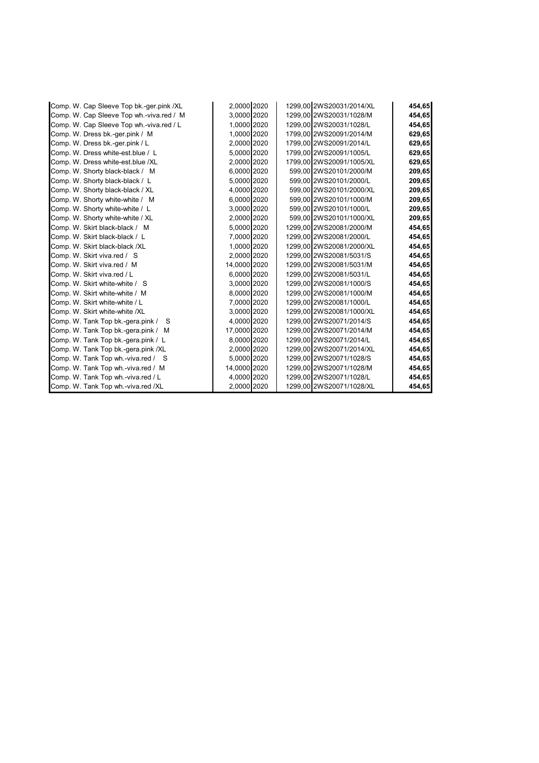| | | | | | |
|---|---|---|---|---|---|
| Comp. W. Cap Sleeve Top bk.-ger.pink /XL | 2,0000 | 2020 | 1299,00 | 2WS20031/2014/XL | **454,65** |
| Comp. W. Cap Sleeve Top wh.-viva.red / M | 3,0000 | 2020 | 1299,00 | 2WS20031/1028/M | **454,65** |
| Comp. W. Cap Sleeve Top wh.-viva.red / L | 1,0000 | 2020 | 1299,00 | 2WS20031/1028/L | **454,65** |
| Comp. W. Dress bk.-ger.pink / M | 1,0000 | 2020 | 1799,00 | 2WS20091/2014/M | **629,65** |
| Comp. W. Dress bk.-ger.pink / L | 2,0000 | 2020 | 1799,00 | 2WS20091/2014/L | **629,65** |
| Comp. W. Dress white-est.blue / L | 5,0000 | 2020 | 1799,00 | 2WS20091/1005/L | **629,65** |
| Comp. W. Dress white-est.blue /XL | 2,0000 | 2020 | 1799,00 | 2WS20091/1005/XL | **629,65** |
| Comp. W. Shorty black-black / M | 6,0000 | 2020 | 599,00 | 2WS20101/2000/M | **209,65** |
| Comp. W. Shorty black-black / L | 5,0000 | 2020 | 599,00 | 2WS20101/2000/L | **209,65** |
| Comp. W. Shorty black-black / XL | 4,0000 | 2020 | 599,00 | 2WS20101/2000/XL | **209,65** |
| Comp. W. Shorty white-white / M | 6,0000 | 2020 | 599,00 | 2WS20101/1000/M | **209,65** |
| Comp. W. Shorty white-white / L | 3,0000 | 2020 | 599,00 | 2WS20101/1000/L | **209,65** |
| Comp. W. Shorty white-white / XL | 2,0000 | 2020 | 599,00 | 2WS20101/1000/XL | **209,65** |
| Comp. W. Skirt black-black / M | 5,0000 | 2020 | 1299,00 | 2WS20081/2000/M | **454,65** |
| Comp. W. Skirt black-black / L | 7,0000 | 2020 | 1299,00 | 2WS20081/2000/L | **454,65** |
| Comp. W. Skirt black-black /XL | 1,0000 | 2020 | 1299,00 | 2WS20081/2000/XL | **454,65** |
| Comp. W. Skirt viva.red / S | 2,0000 | 2020 | 1299,00 | 2WS20081/5031/S | **454,65** |
| Comp. W. Skirt viva.red / M | 14,0000 | 2020 | 1299,00 | 2WS20081/5031/M | **454,65** |
| Comp. W. Skirt viva.red / L | 6,0000 | 2020 | 1299,00 | 2WS20081/5031/L | **454,65** |
| Comp. W. Skirt white-white / S | 3,0000 | 2020 | 1299,00 | 2WS20081/1000/S | **454,65** |
| Comp. W. Skirt white-white / M | 8,0000 | 2020 | 1299,00 | 2WS20081/1000/M | **454,65** |
| Comp. W. Skirt white-white / L | 7,0000 | 2020 | 1299,00 | 2WS20081/1000/L | **454,65** |
| Comp. W. Skirt white-white /XL | 3,0000 | 2020 | 1299,00 | 2WS20081/1000/XL | **454,65** |
| Comp. W. Tank Top bk.-gera.pink / S | 4,0000 | 2020 | 1299,00 | 2WS20071/2014/S | **454,65** |
| Comp. W. Tank Top bk.-gera.pink / M | 17,0000 | 2020 | 1299,00 | 2WS20071/2014/M | **454,65** |
| Comp. W. Tank Top bk.-gera.pink / L | 8,0000 | 2020 | 1299,00 | 2WS20071/2014/L | **454,65** |
| Comp. W. Tank Top bk.-gera.pink /XL | 2,0000 | 2020 | 1299,00 | 2WS20071/2014/XL | **454,65** |
| Comp. W. Tank Top wh.-viva.red / S | 5,0000 | 2020 | 1299,00 | 2WS20071/1028/S | **454,65** |
| Comp. W. Tank Top wh.-viva.red / M | 14,0000 | 2020 | 1299,00 | 2WS20071/1028/M | **454,65** |
| Comp. W. Tank Top wh.-viva.red / L | 4,0000 | 2020 | 1299,00 | 2WS20071/1028/L | **454,65** |
| Comp. W. Tank Top wh.-viva.red /XL | 2,0000 | 2020 | 1299,00 | 2WS20071/1028/XL | **454,65** |